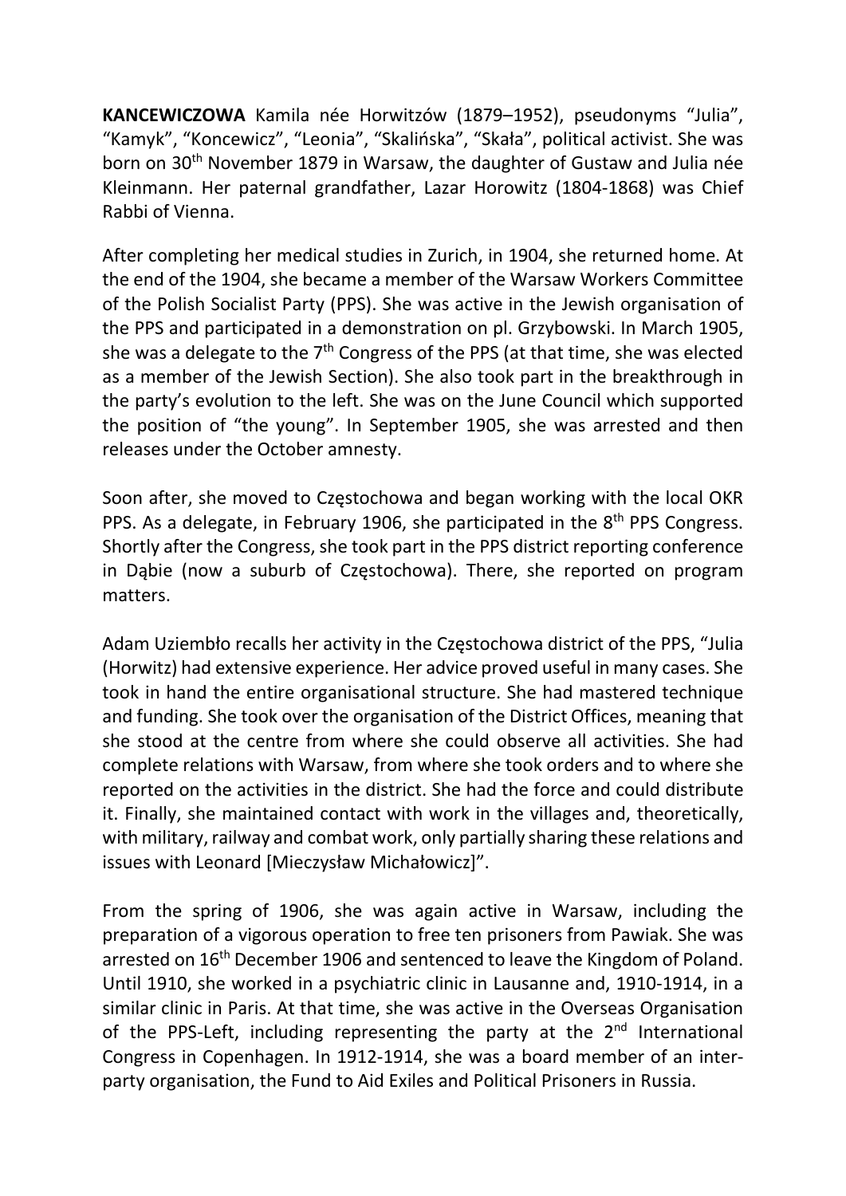**KANCEWICZOWA** Kamila née Horwitzów (1879–1952), pseudonyms "Julia", "Kamyk", "Koncewicz", "Leonia", "Skalińska", "Skała", political activist. She was born on 30th November 1879 in Warsaw, the daughter of Gustaw and Julia née Kleinmann. Her paternal grandfather, Lazar Horowitz (1804-1868) was Chief Rabbi of Vienna.

After completing her medical studies in Zurich, in 1904, she returned home. At the end of the 1904, she became a member of the Warsaw Workers Committee of the Polish Socialist Party (PPS). She was active in the Jewish organisation of the PPS and participated in a demonstration on pl. Grzybowski. In March 1905, she was a delegate to the 7th Congress of the PPS (at that time, she was elected as a member of the Jewish Section). She also took part in the breakthrough in the party's evolution to the left. She was on the June Council which supported the position of "the young". In September 1905, she was arrested and then releases under the October amnesty.

Soon after, she moved to Częstochowa and began working with the local OKR PPS. As a delegate, in February 1906, she participated in the 8th PPS Congress. Shortly after the Congress, she took part in the PPS district reporting conference in Dąbie (now a suburb of Częstochowa). There, she reported on program matters.

Adam Uziembło recalls her activity in the Częstochowa district of the PPS, "Julia (Horwitz) had extensive experience. Her advice proved useful in many cases. She took in hand the entire organisational structure. She had mastered technique and funding. She took over the organisation of the District Offices, meaning that she stood at the centre from where she could observe all activities. She had complete relations with Warsaw, from where she took orders and to where she reported on the activities in the district. She had the force and could distribute it. Finally, she maintained contact with work in the villages and, theoretically, with military, railway and combat work, only partially sharing these relations and issues with Leonard [Mieczysław Michałowicz]".

From the spring of 1906, she was again active in Warsaw, including the preparation of a vigorous operation to free ten prisoners from Pawiak. She was arrested on 16th December 1906 and sentenced to leave the Kingdom of Poland. Until 1910, she worked in a psychiatric clinic in Lausanne and, 1910-1914, in a similar clinic in Paris. At that time, she was active in the Overseas Organisation of the PPS-Left, including representing the party at the 2nd International Congress in Copenhagen. In 1912-1914, she was a board member of an inter-party organisation, the Fund to Aid Exiles and Political Prisoners in Russia.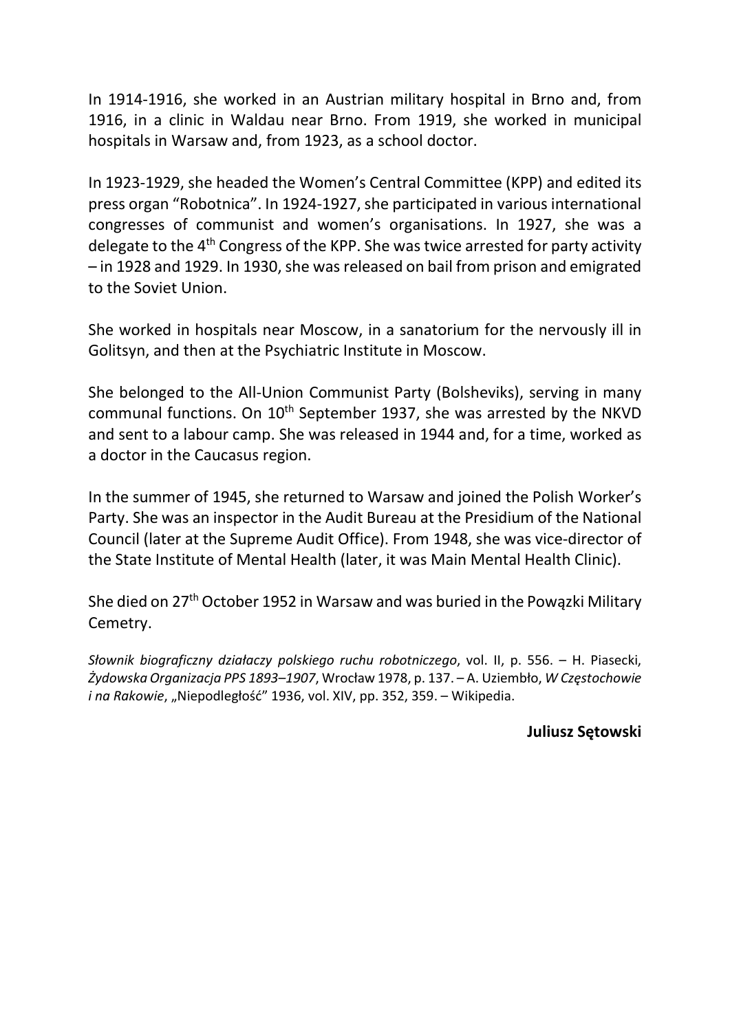In 1914-1916, she worked in an Austrian military hospital in Brno and, from 1916, in a clinic in Waldau near Brno. From 1919, she worked in municipal hospitals in Warsaw and, from 1923, as a school doctor.

In 1923-1929, she headed the Women's Central Committee (KPP) and edited its press organ "Robotnica". In 1924-1927, she participated in various international congresses of communist and women's organisations. In 1927, she was a delegate to the 4th Congress of the KPP. She was twice arrested for party activity – in 1928 and 1929. In 1930, she was released on bail from prison and emigrated to the Soviet Union.

She worked in hospitals near Moscow, in a sanatorium for the nervously ill in Golitsyn, and then at the Psychiatric Institute in Moscow.

She belonged to the All-Union Communist Party (Bolsheviks), serving in many communal functions. On 10th September 1937, she was arrested by the NKVD and sent to a labour camp. She was released in 1944 and, for a time, worked as a doctor in the Caucasus region.

In the summer of 1945, she returned to Warsaw and joined the Polish Worker's Party. She was an inspector in the Audit Bureau at the Presidium of the National Council (later at the Supreme Audit Office). From 1948, she was vice-director of the State Institute of Mental Health (later, it was Main Mental Health Clinic).

She died on 27th October 1952 in Warsaw and was buried in the Powązki Military Cemetry.

*Słownik biograficzny działaczy polskiego ruchu robotniczego*, vol. II, p. 556. – H. Piasecki, *Żydowska Organizacja PPS 1893–1907*, Wrocław 1978, p. 137. – A. Uziembło, *W Częstochowie i na Rakowie*, „Niepodległość" 1936, vol. XIV, pp. 352, 359. – Wikipedia.

**Juliusz Sętowski**